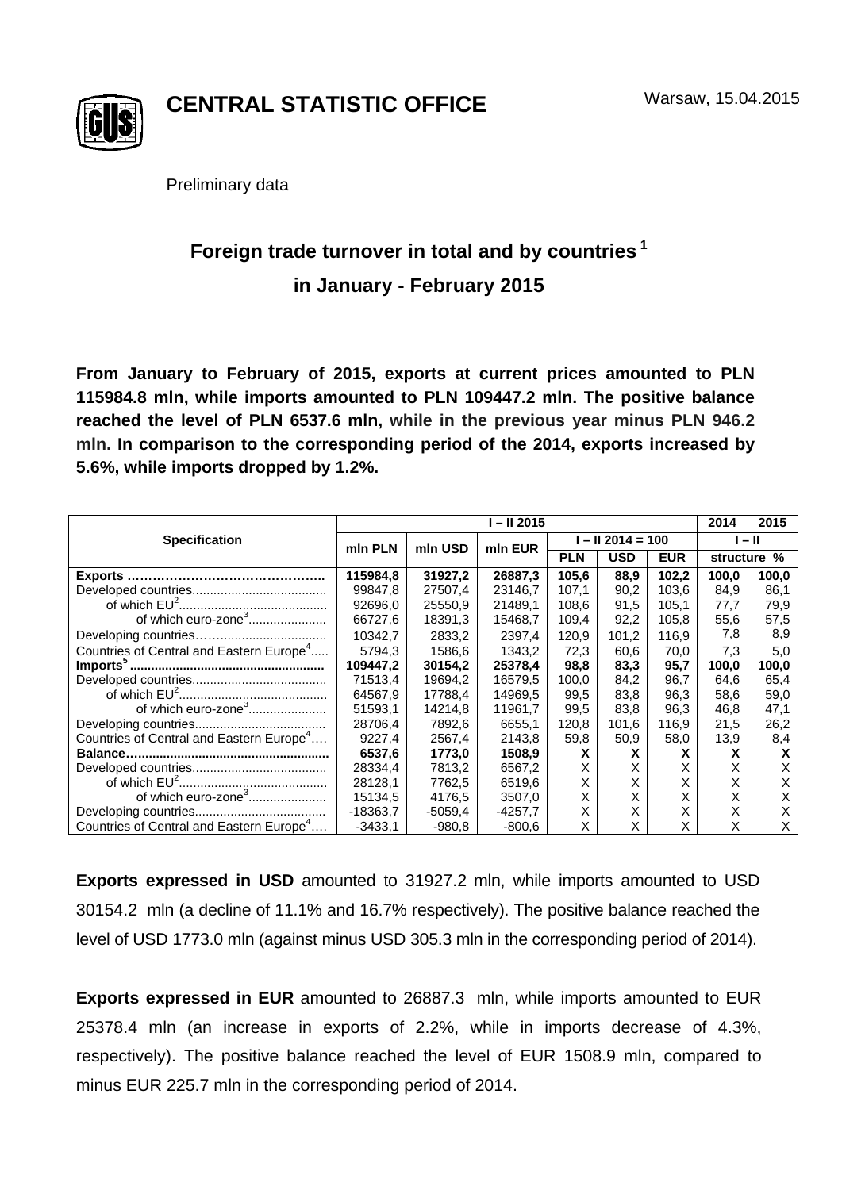**CENTRAL STATISTIC OFFICE**

Warsaw, 15.04.2015

Preliminary data

## Foreign trade turnover in total and by countries [1] in January - February 2015

**From January to February of 2015, exports at current prices amounted to PLN 115984.8 mln, while imports amounted to PLN 109447.2 mln. The positive balance reached the level of PLN 6537.6 mln, while in the previous year minus PLN 946.2 mln. In comparison to the corresponding period of the 2014, exports increased by 5.6%, while imports dropped by 1.2%.**

| Specification | I – II 2015 | | | | | | 2014 | 2015 |
|---|---|---|---|---|---|---|---|---|
| | mln PLN | mln USD | mln EUR | I – II 2014 = 100 | | | I – II | |
| | | | | PLN | USD | EUR | structure % | |
| **Exports ………………………………………..** | **115984,8** | **31927,2** | **26887,3** | **105,6** | **88,9** | **102,2** | **100,0** | **100,0** |
| Developed countries..................................... | 99847,8 | 27507,4 | 23146,7 | 107,1 | 90,2 | 103,6 | 84,9 | 86,1 |
| of which EU[2]......................................... | 92696,0 | 25550,9 | 21489,1 | 108,6 | 91,5 | 105,1 | 77,7 | 79,9 |
| of which euro-zone[3]..................... | 66727,6 | 18391,3 | 15468,7 | 109,4 | 92,2 | 105,8 | 55,6 | 57,5 |
| Developing countries……........................... | 10342,7 | 2833,2 | 2397,4 | 120,9 | 101,2 | 116,9 | 7,8 | 8,9 |
| Countries of Central and Eastern Europe[4]..... | 5794,3 | 1586,6 | 1343,2 | 72,3 | 60,6 | 70,0 | 7,3 | 5,0 |
| **Imports[5] ......................................................** | **109447,2** | **30154,2** | **25378,4** | **98,8** | **83,3** | **95,7** | **100,0** | **100,0** |
| Developed countries..................................... | 71513,4 | 19694,2 | 16579,5 | 100,0 | 84,2 | 96,7 | 64,6 | 65,4 |
| of which EU[2]......................................... | 64567,9 | 17788,4 | 14969,5 | 99,5 | 83,8 | 96,3 | 58,6 | 59,0 |
| of which euro-zone[3]..................... | 51593,1 | 14214,8 | 11961,7 | 99,5 | 83,8 | 96,3 | 46,8 | 47,1 |
| Developing countries.................................... | 28706,4 | 7892,6 | 6655,1 | 120,8 | 101,6 | 116,9 | 21,5 | 26,2 |
| Countries of Central and Eastern Europe[4].... | 9227,4 | 2567,4 | 2143,8 | 59,8 | 50,9 | 58,0 | 13,9 | 8,4 |
| **Balance…....................................................** | **6537,6** | **1773,0** | **1508,9** | **X** | **X** | **X** | **X** | **X** |
| Developed countries..................................... | 28334,4 | 7813,2 | 6567,2 | X | X | X | X | X |
| of which EU[2]......................................... | 28128,1 | 7762,5 | 6519,6 | X | X | X | X | X |
| of which euro-zone[3]..................... | 15134,5 | 4176,5 | 3507,0 | X | X | X | X | X |
| Developing countries.................................... | -18363,7 | -5059,4 | -4257,7 | X | X | X | X | X |
| Countries of Central and Eastern Europe[4].... | -3433,1 | -980,8 | -800,6 | X | X | X | X | X |

**Exports expressed in USD** amounted to 31927.2 mln, while imports amounted to USD 30154.2 mln (a decline of 11.1% and 16.7% respectively). The positive balance reached the level of USD 1773.0 mln (against minus USD 305.3 mln in the corresponding period of 2014).

**Exports expressed in EUR** amounted to 26887.3 mln, while imports amounted to EUR 25378.4 mln (an increase in exports of 2.2%, while in imports decrease of 4.3%, respectively). The positive balance reached the level of EUR 1508.9 mln, compared to minus EUR 225.7 mln in the corresponding period of 2014.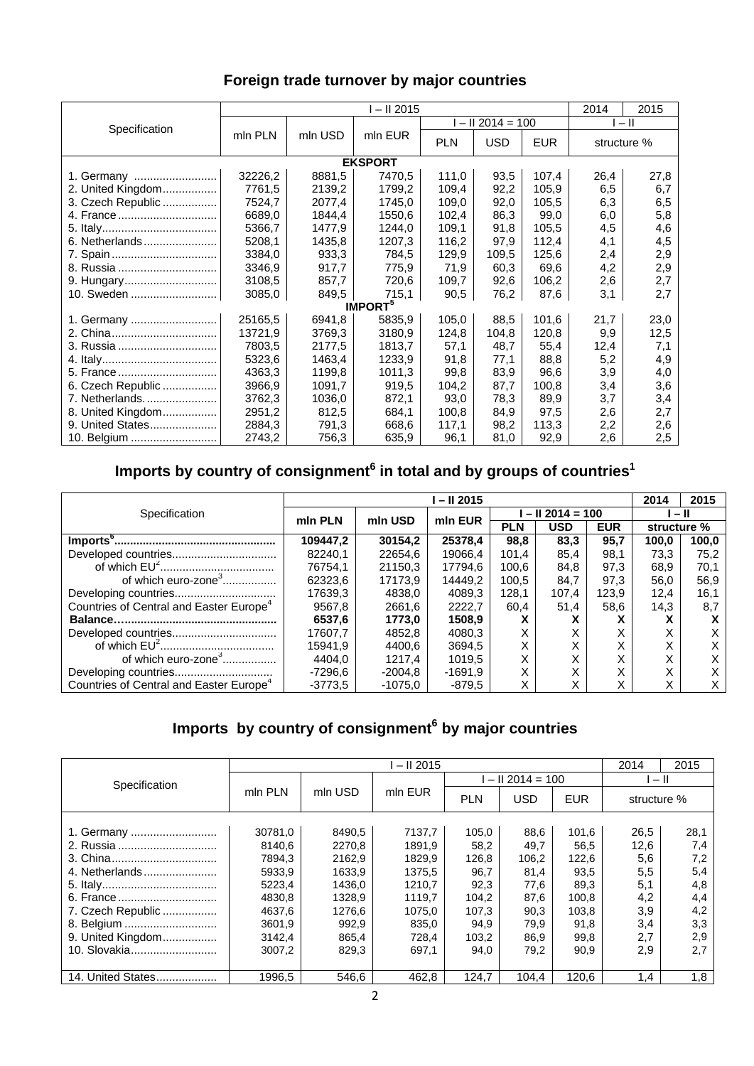## Foreign trade turnover by major countries

| Specification | I – II 2015 | | | | | | 2014 | 2015 |
|---|---|---|---|---|---|---|---|---|
| | mln PLN | mln USD | mln EUR | I – II 2014 = 100 | | | I – II | |
| | | | | PLN | USD | EUR | structure % | |
| **EKSPORT** | | | | | | | | |
| 1. Germany | 32226,2 | 8881,5 | 7470,5 | 111,0 | 93,5 | 107,4 | 26,4 | 27,8 |
| 2. United Kingdom | 7761,5 | 2139,2 | 1799,2 | 109,4 | 92,2 | 105,9 | 6,5 | 6,7 |
| 3. Czech Republic | 7524,7 | 2077,4 | 1745,0 | 109,0 | 92,0 | 105,5 | 6,3 | 6,5 |
| 4. France | 6689,0 | 1844,4 | 1550,6 | 102,4 | 86,3 | 99,0 | 6,0 | 5,8 |
| 5. Italy | 5366,7 | 1477,9 | 1244,0 | 109,1 | 91,8 | 105,5 | 4,5 | 4,6 |
| 6. Netherlands | 5208,1 | 1435,8 | 1207,3 | 116,2 | 97,9 | 112,4 | 4,1 | 4,5 |
| 7. Spain | 3384,0 | 933,3 | 784,5 | 129,9 | 109,5 | 125,6 | 2,4 | 2,9 |
| 8. Russia | 3346,9 | 917,7 | 775,9 | 71,9 | 60,3 | 69,6 | 4,2 | 2,9 |
| 9. Hungary | 3108,5 | 857,7 | 720,6 | 109,7 | 92,6 | 106,2 | 2,6 | 2,7 |
| 10. Sweden | 3085,0 | 849,5 | 715,1 | 90,5 | 76,2 | 87,6 | 3,1 | 2,7 |
| **IMPORT[5]** | | | | | | | | |
| 1. Germany | 25165,5 | 6941,8 | 5835,9 | 105,0 | 88,5 | 101,6 | 21,7 | 23,0 |
| 2. China | 13721,9 | 3769,3 | 3180,9 | 124,8 | 104,8 | 120,8 | 9,9 | 12,5 |
| 3. Russia | 7803,5 | 2177,5 | 1813,7 | 57,1 | 48,7 | 55,4 | 12,4 | 7,1 |
| 4. Italy | 5323,6 | 1463,4 | 1233,9 | 91,8 | 77,1 | 88,8 | 5,2 | 4,9 |
| 5. France | 4363,3 | 1199,8 | 1011,3 | 99,8 | 83,9 | 96,6 | 3,9 | 4,0 |
| 6. Czech Republic | 3966,9 | 1091,7 | 919,5 | 104,2 | 87,7 | 100,8 | 3,4 | 3,6 |
| 7. Netherlands | 3762,3 | 1036,0 | 872,1 | 93,0 | 78,3 | 89,9 | 3,7 | 3,4 |
| 8. United Kingdom | 2951,2 | 812,5 | 684,1 | 100,8 | 84,9 | 97,5 | 2,6 | 2,7 |
| 9. United States | 2884,3 | 791,3 | 668,6 | 117,1 | 98,2 | 113,3 | 2,2 | 2,6 |
| 10. Belgium | 2743,2 | 756,3 | 635,9 | 96,1 | 81,0 | 92,9 | 2,6 | 2,5 |

## Imports by country of consignment[6] in total and by groups of countries[1]

| Specification | I – II 2015 | | | | | | 2014 | 2015 |
|---|---|---|---|---|---|---|---|---|
| | mln PLN | mln USD | mln EUR | I – II 2014 = 100 | | | I – II | |
| | | | | PLN | USD | EUR | structure % | |
| **Imports[6]** | **109447,2** | **30154,2** | **25378,4** | **98,8** | **83,3** | **95,7** | **100,0** | **100,0** |
| Developed countries | 82240,1 | 22654,6 | 19066,4 | 101,4 | 85,4 | 98,1 | 73,3 | 75,2 |
| of which EU[2] | 76754,1 | 21150,3 | 17794,6 | 100,6 | 84,8 | 97,3 | 68,9 | 70,1 |
| of which euro-zone[3] | 62323,6 | 17173,9 | 14449,2 | 100,5 | 84,7 | 97,3 | 56,0 | 56,9 |
| Developing countries | 17639,3 | 4838,0 | 4089,3 | 128,1 | 107,4 | 123,9 | 12,4 | 16,1 |
| Countries of Central and Easter Europe[4] | 9567,8 | 2661,6 | 2222,7 | 60,4 | 51,4 | 58,6 | 14,3 | 8,7 |
| **Balance** | **6537,6** | **1773,0** | **1508,9** | **X** | **X** | **X** | **X** | **X** |
| Developed countries | 17607,7 | 4852,8 | 4080,3 | X | X | X | X | X |
| of which EU[2] | 15941,9 | 4400,6 | 3694,5 | X | X | X | X | X |
| of which euro-zone[3] | 4404,0 | 1217,4 | 1019,5 | X | X | X | X | X |
| Developing countries | -7296,6 | -2004,8 | -1691,9 | X | X | X | X | X |
| Countries of Central and Easter Europe[4] | -3773,5 | -1075,0 | -879,5 | X | X | X | X | X |

## Imports by country of consignment[6] by major countries

| Specification | I – II 2015 | | | | | | 2014 | 2015 |
|---|---|---|---|---|---|---|---|---|
| | mln PLN | mln USD | mln EUR | I – II 2014 = 100 | | | I – II | |
| | | | | PLN | USD | EUR | structure % | |
| 1. Germany | 30781,0 | 8490,5 | 7137,7 | 105,0 | 88,6 | 101,6 | 26,5 | 28,1 |
| 2. Russia | 8140,6 | 2270,8 | 1891,9 | 58,2 | 49,7 | 56,5 | 12,6 | 7,4 |
| 3. China | 7894,3 | 2162,9 | 1829,9 | 126,8 | 106,2 | 122,6 | 5,6 | 7,2 |
| 4. Netherlands | 5933,9 | 1633,9 | 1375,5 | 96,7 | 81,4 | 93,5 | 5,5 | 5,4 |
| 5. Italy | 5223,4 | 1436,0 | 1210,7 | 92,3 | 77,6 | 89,3 | 5,1 | 4,8 |
| 6. France | 4830,8 | 1328,9 | 1119,7 | 104,2 | 87,6 | 100,8 | 4,2 | 4,4 |
| 7. Czech Republic | 4637,6 | 1276,6 | 1075,0 | 107,3 | 90,3 | 103,8 | 3,9 | 4,2 |
| 8. Belgium | 3601,9 | 992,9 | 835,0 | 94,9 | 79,9 | 91,8 | 3,4 | 3,3 |
| 9. United Kingdom | 3142,4 | 865,4 | 728,4 | 103,2 | 86,9 | 99,8 | 2,7 | 2,9 |
| 10. Slovakia | 3007,2 | 829,3 | 697,1 | 94,0 | 79,2 | 90,9 | 2,9 | 2,7 |
| 14. United States | 1996,5 | 546,6 | 462,8 | 124,7 | 104,4 | 120,6 | 1,4 | 1,8 |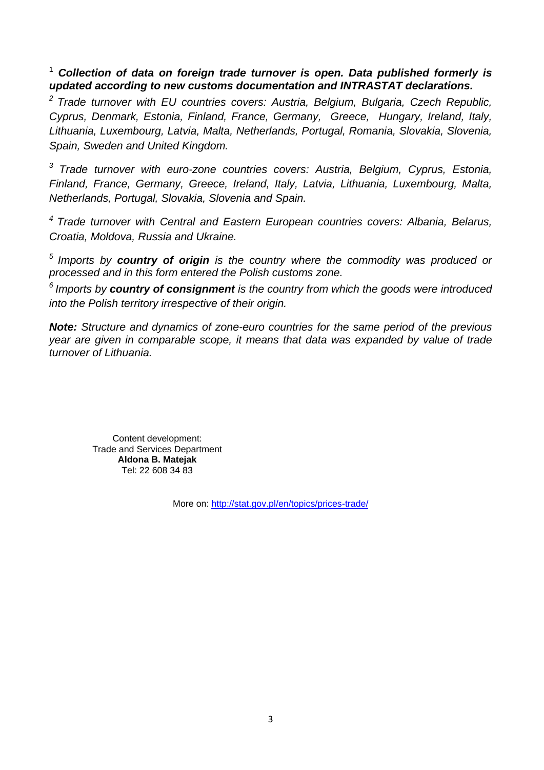[1] ***Collection of data on foreign trade turnover is open. Data published formerly is updated according to new customs documentation and INTRASTAT declarations.***

*[2] Trade turnover with EU countries covers: Austria, Belgium, Bulgaria, Czech Republic, Cyprus, Denmark, Estonia, Finland, France, Germany, Greece, Hungary, Ireland, Italy, Lithuania, Luxembourg, Latvia, Malta, Netherlands, Portugal, Romania, Slovakia, Slovenia, Spain, Sweden and United Kingdom.*

*[3] Trade turnover with euro-zone countries covers: Austria, Belgium, Cyprus, Estonia, Finland, France, Germany, Greece, Ireland, Italy, Latvia, Lithuania, Luxembourg, Malta, Netherlands, Portugal, Slovakia, Slovenia and Spain.*

*[4] Trade turnover with Central and Eastern European countries covers: Albania, Belarus, Croatia, Moldova, Russia and Ukraine.*

*[5] Imports by **country of origin** is the country where the commodity was produced or processed and in this form entered the Polish customs zone.*

*[6] Imports by **country of consignment** is the country from which the goods were introduced into the Polish territory irrespective of their origin.*

***Note:** Structure and dynamics of zone-euro countries for the same period of the previous year are given in comparable scope, it means that data was expanded by value of trade turnover of Lithuania.*

Content development:
Trade and Services Department
**Aldona B. Matejak**
Tel: 22 608 34 83

More on: [http://stat.gov.pl/en/topics/prices-trade/](http://stat.gov.pl/en/topics/prices-trade/)